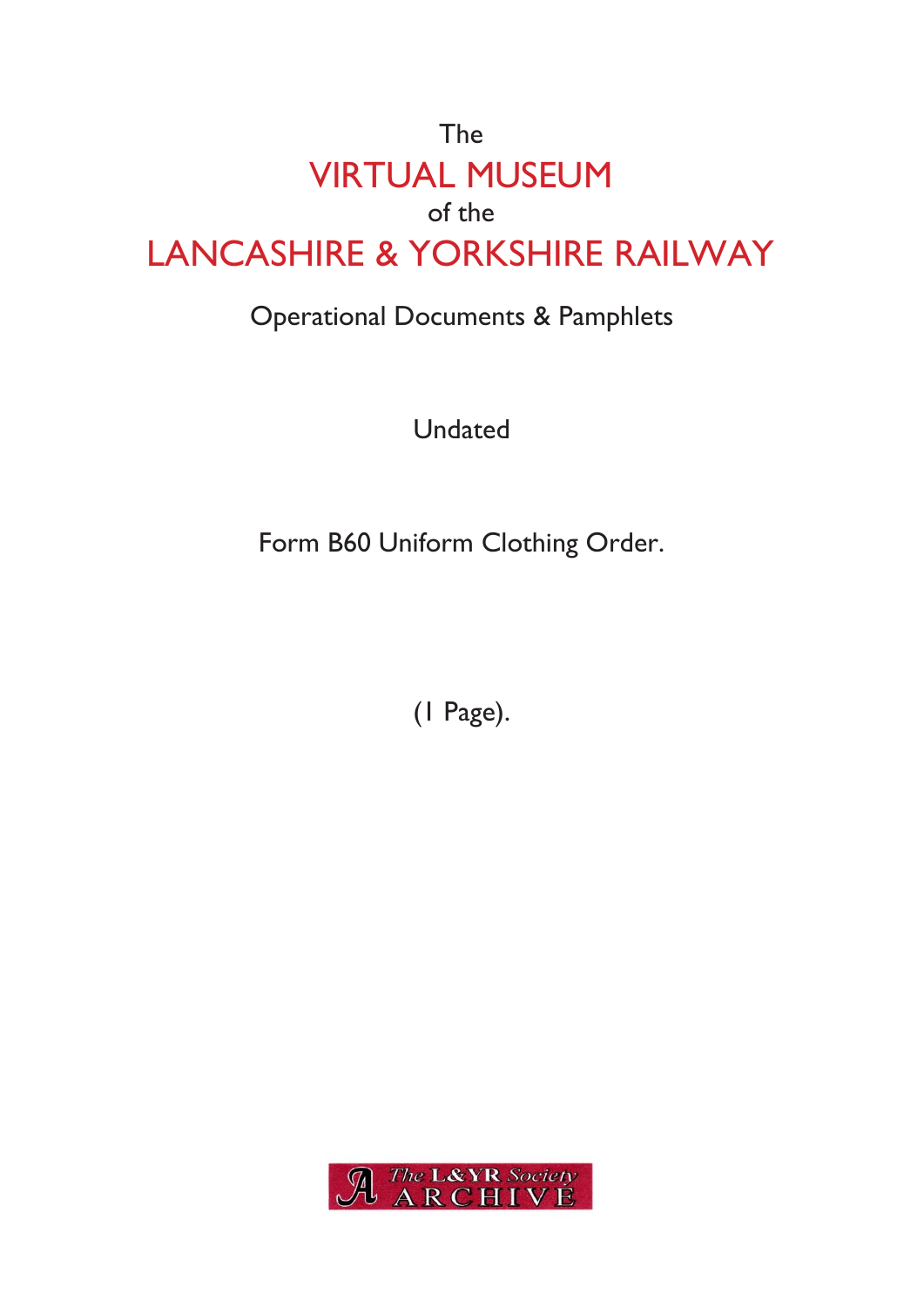The

# VIRTUAL MUSEUM

of the

# LANCASHIRE & YORKSHIRE RAILWAY

Operational Documents & Pamphlets

Undated

Form B60 Uniform Clothing Order.

(1 Page).

The L&YR Society ARCHIVE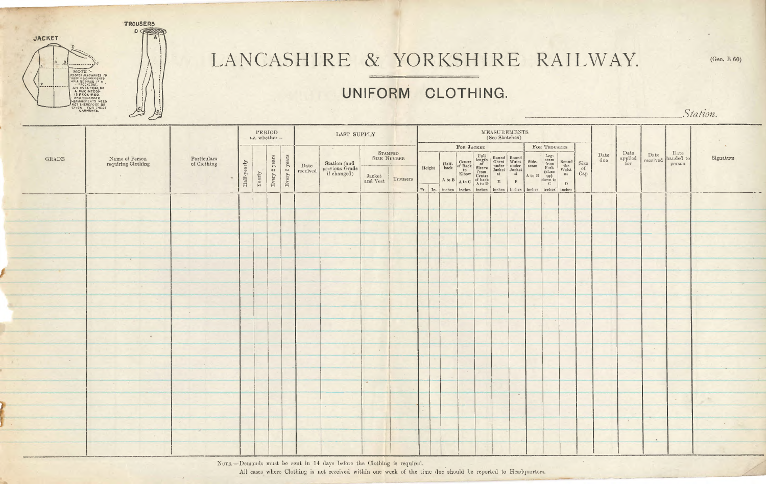JACKET

TROUSERS

NOTE :- PROPER ALLOWANCE TO THESE MEASUREMENTS WILL BE MADE IF A FROCKCOAT, AN OVERCOAT, OR A MACINTOSH IS REQUIRED AND SEPARATE MEASUREMENTS NEED NOT THEREFORE BE GIVEN FOR THESE GARMENTS.

# LANCASHIRE & YORKSHIRE RAILWAY.

(Gen. B 60)

## UNIFORM CLOTHING.

_______________ *Station.*

| GRADE | Name of Person requiring Clothing | Particulars of Clothing | PERIOD i.e. whether – | | | | LAST SUPPLY | | | | MEASUREMENTS (See Sketches) | | | | | | | | | | | Size of Cap | Date due | Date applied for | Date received | Date handed to person | Signature |
|---|---|---|---|---|---|---|---|---|---|---|---|---|---|---|---|---|---|---|---|---|---|---|---|---|---|---|---|
| | | | | | | | | | STAMPED SIZE NUMBER | | FOR JACKET | | | | | | | | FOR TROUSERS | | | | | | | | |
| | | | Half-yearly | Yearly | Every 2 years | Every 3 years | Date received | Station (and previous Grade if changed) | Jacket and Vest | Trousers | Height | | Half-back A to B | Centre of Back to Elbow A to C | Full length of Sleeve from Centre of back A to D | Round Chest under Jacket at E | Round Waist under Jacket at F | Side-seam A to B | Leg-seam from Fork (close up) down to C | Round the Waist at D | | | | | | |
| | | | | | | | | | | | Ft. | In. | inches | inches | inches | inches | inches | inches | inches | inches | | | | | | |
| | | | | | | | | | | | | | | | | | | | | | | | | | | |

NOTE.—Demands must be sent in 14 days before the Clothing is required.

All cases where Clothing is not received within one week of the time due should be reported to Headquarters.